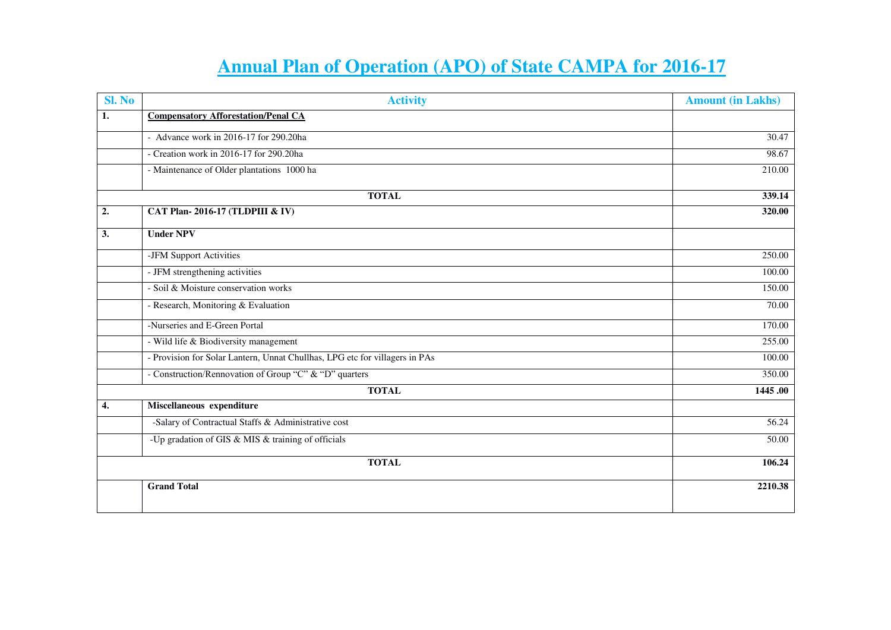# Annual Plan of Operation (APO) of State CAMPA for 2016-17

| Sl. No | Activity | Amount (in Lakhs) |
|---|---|---|
| 1. | **Compensatory Afforestation/Penal CA** | |
| | - Advance work in 2016-17 for 290.20ha | 30.47 |
| | - Creation work in 2016-17 for 290.20ha | 98.67 |
| | - Maintenance of Older plantations 1000 ha | 210.00 |
| | **TOTAL** | **339.14** |
| 2. | **CAT Plan- 2016-17 (TLDPIII & IV)** | **320.00** |
| 3. | **Under NPV** | |
| | -JFM Support Activities | 250.00 |
| | - JFM strengthening activities | 100.00 |
| | - Soil & Moisture conservation works | 150.00 |
| | - Research, Monitoring & Evaluation | 70.00 |
| | -Nurseries and E-Green Portal | 170.00 |
| | - Wild life & Biodiversity management | 255.00 |
| | - Provision for Solar Lantern, Unnat Chullhas, LPG etc for villagers in PAs | 100.00 |
| | - Construction/Rennovation of Group "C" & "D" quarters | 350.00 |
| | **TOTAL** | **1445 .00** |
| 4. | **Miscellaneous expenditure** | |
| | -Salary of Contractual Staffs & Administrative cost | 56.24 |
| | -Up gradation of GIS & MIS & training of officials | 50.00 |
| | **TOTAL** | **106.24** |
| | **Grand Total** | **2210.38** |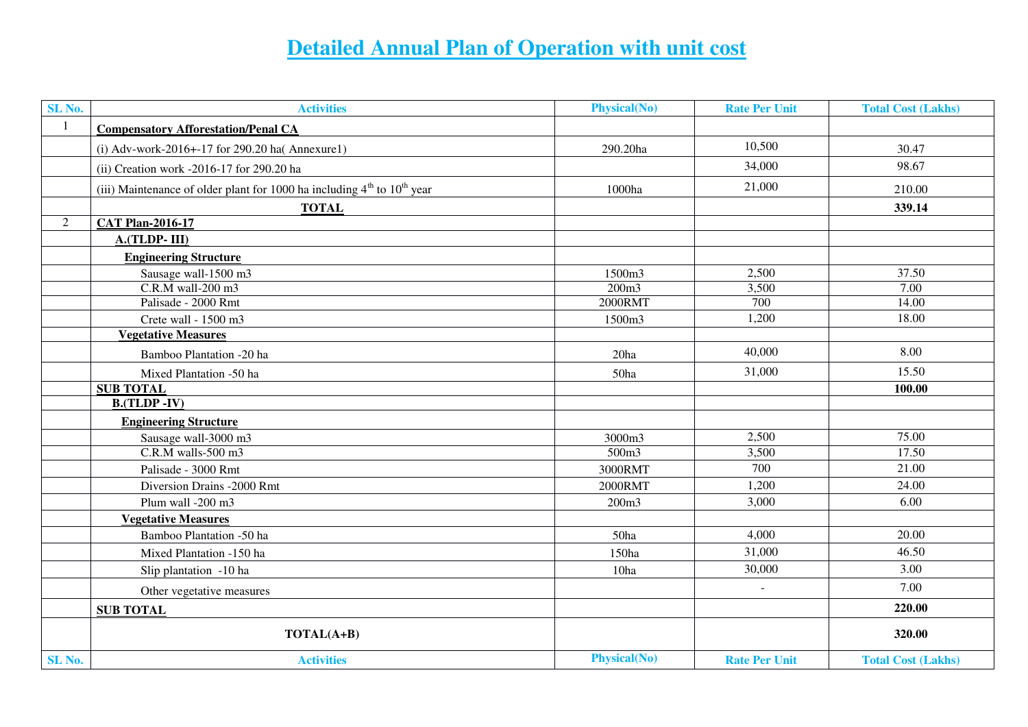# Detailed Annual Plan of Operation with unit cost

| SL No. | Activities | Physical(No) | Rate Per Unit | Total Cost (Lakhs) |
|---|---|---|---|---|
| 1 | **Compensatory Afforestation/Penal CA** | | | |
| | (i) Adv-work-2016+-17 for 290.20 ha( Annexure1) | 290.20ha | 10,500 | 30.47 |
| | (ii) Creation work -2016-17 for 290.20 ha | | 34,000 | 98.67 |
| | (iii) Maintenance of older plant for 1000 ha including 4th to 10th year | 1000ha | 21,000 | 210.00 |
| | **TOTAL** | | | **339.14** |
| 2 | **CAT Plan-2016-17** | | | |
| | **A.(TLDP- III)** | | | |
| | **Engineering Structure** | | | |
| | Sausage wall-1500 m3 | 1500m3 | 2,500 | 37.50 |
| | C.R.M wall-200 m3 | 200m3 | 3,500 | 7.00 |
| | Palisade - 2000 Rmt | 2000RMT | 700 | 14.00 |
| | Crete wall - 1500 m3 | 1500m3 | 1,200 | 18.00 |
| | **Vegetative Measures** | | | |
| | Bamboo Plantation -20 ha | 20ha | 40,000 | 8.00 |
| | Mixed Plantation -50 ha | 50ha | 31,000 | 15.50 |
| | **SUB TOTAL** | | | **100.00** |
| | **B.(TLDP -IV)** | | | |
| | **Engineering Structure** | | | |
| | Sausage wall-3000 m3 | 3000m3 | 2,500 | 75.00 |
| | C.R.M walls-500 m3 | 500m3 | 3,500 | 17.50 |
| | Palisade - 3000 Rmt | 3000RMT | 700 | 21.00 |
| | Diversion Drains -2000 Rmt | 2000RMT | 1,200 | 24.00 |
| | Plum wall -200 m3 | 200m3 | 3,000 | 6.00 |
| | **Vegetative Measures** | | | |
| | Bamboo Plantation -50 ha | 50ha | 4,000 | 20.00 |
| | Mixed Plantation -150 ha | 150ha | 31,000 | 46.50 |
| | Slip plantation -10 ha | 10ha | 30,000 | 3.00 |
| | Other vegetative measures | | - | 7.00 |
| | **SUB TOTAL** | | | **220.00** |
| | **TOTAL(A+B)** | | | **320.00** |
| SL No. | Activities | Physical(No) | Rate Per Unit | Total Cost (Lakhs) |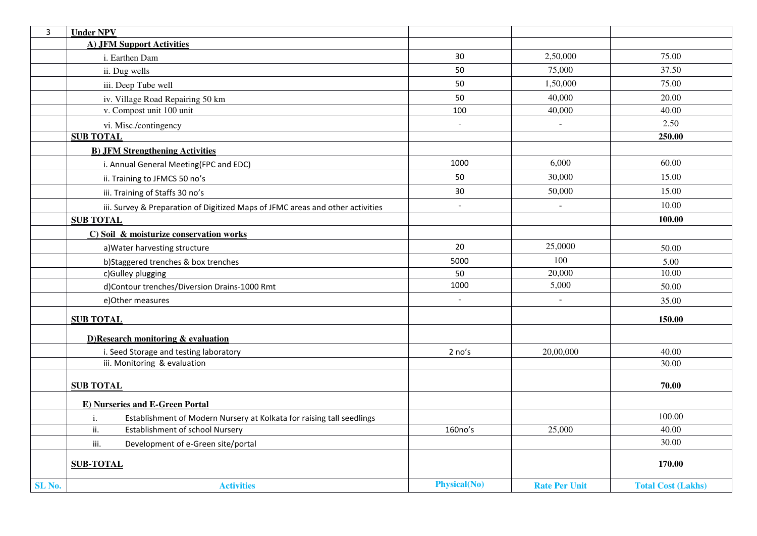| 3 | **Under NPV** | | | |
|---|---|---|---|---|
| | **A) JFM Support Activities** | | | |
| | i. Earthen Dam | 30 | 2,50,000 | 75.00 |
| | ii. Dug wells | 50 | 75,000 | 37.50 |
| | iii. Deep Tube well | 50 | 1,50,000 | 75.00 |
| | iv. Village Road Repairing 50 km | 50 | 40,000 | 20.00 |
| | v. Compost unit 100 unit | 100 | 40,000 | 40.00 |
| | vi. Misc./contingency | - | - | 2.50 |
| | **SUB TOTAL** | | | **250.00** |
| | **B) JFM Strengthening Activities** | | | |
| | i. Annual General Meeting(FPC and EDC) | 1000 | 6,000 | 60.00 |
| | ii. Training to JFMCS 50 no's | 50 | 30,000 | 15.00 |
| | iii. Training of Staffs 30 no's | 30 | 50,000 | 15.00 |
| | iii. Survey & Preparation of Digitized Maps of JFMC areas and other activities | - | - | 10.00 |
| | **SUB TOTAL** | | | **100.00** |
| | **C) Soil & moisturize conservation works** | | | |
| | a)Water harvesting structure | 20 | 25,0000 | 50.00 |
| | b)Staggered trenches & box trenches | 5000 | 100 | 5.00 |
| | c)Gulley plugging | 50 | 20,000 | 10.00 |
| | d)Contour trenches/Diversion Drains-1000 Rmt | 1000 | 5,000 | 50.00 |
| | e)Other measures | - | - | 35.00 |
| | **SUB TOTAL** | | | **150.00** |
| | **D)Research monitoring & evaluation** | | | |
| | i. Seed Storage and testing laboratory | 2 no's | 20,00,000 | 40.00 |
| | iii. Monitoring & evaluation | | | 30.00 |
| | **SUB TOTAL** | | | **70.00** |
| | **E) Nurseries and E-Green Portal** | | | |
| | i. Establishment of Modern Nursery at Kolkata for raising tall seedlings | | | 100.00 |
| | ii. Establishment of school Nursery | 160no's | 25,000 | 40.00 |
| | iii. Development of e-Green site/portal | | | 30.00 |
| | **SUB-TOTAL** | | | **170.00** |
| **SL No.** | **Activities** | **Physical(No)** | **Rate Per Unit** | **Total Cost (Lakhs)** |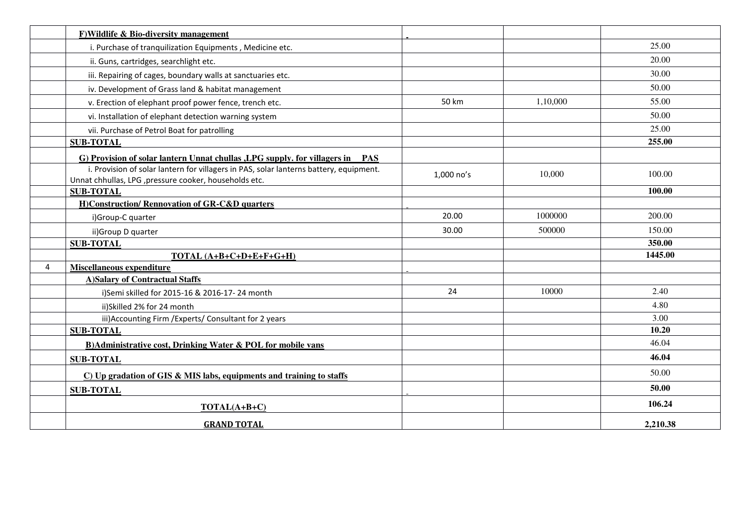| | | | | |
|---|---|---|---|---|
| | **F)Wildlife & Bio-diversity management** | - | | |
| | i. Purchase of tranquilization Equipments , Medicine etc. | | | 25.00 |
| | ii. Guns, cartridges, searchlight etc. | | | 20.00 |
| | iii. Repairing of cages, boundary walls at sanctuaries etc. | | | 30.00 |
| | iv. Development of Grass land & habitat management | | | 50.00 |
| | v. Erection of elephant proof power fence, trench etc. | 50 km | 1,10,000 | 55.00 |
| | vi. Installation of elephant detection warning system | | | 50.00 |
| | vii. Purchase of Petrol Boat for patrolling | | | 25.00 |
| | **SUB-TOTAL** | | | **255.00** |
| | **G) Provision of solar lantern Unnat chullas ,LPG supply. for villagers in PAS** | | | |
| | i. Provision of solar lantern for villagers in PAS, solar lanterns battery, equipment. Unnat chhullas, LPG ,pressure cooker, households etc. | 1,000 no's | 10,000 | 100.00 |
| | **SUB-TOTAL** | | | **100.00** |
| | **H)Construction/ Rennovation of GR-C&D quarters** | - | | |
| | i)Group-C quarter | 20.00 | 1000000 | 200.00 |
| | ii)Group D quarter | 30.00 | 500000 | 150.00 |
| | **SUB-TOTAL** | | | **350.00** |
| | **TOTAL (A+B+C+D+E+F+G+H)** | | | **1445.00** |
| 4 | **Miscellaneous expenditure** | - | | |
| | **A)Salary of Contractual Staffs** | | | |
| | i)Semi skilled for 2015-16 & 2016-17- 24 month | 24 | 10000 | 2.40 |
| | ii)Skilled 2% for 24 month | | | 4.80 |
| | iii)Accounting Firm /Experts/ Consultant for 2 years | | | 3.00 |
| | **SUB-TOTAL** | | | **10.20** |
| | **B)Administrative cost, Drinking Water & POL for mobile vans** | | | 46.04 |
| | **SUB-TOTAL** | | | **46.04** |
| | **C) Up gradation of GIS & MIS labs, equipments and training to staffs** | | | 50.00 |
| | **SUB-TOTAL** | - | | **50.00** |
| | **TOTAL(A+B+C)** | | | **106.24** |
| | **GRAND TOTAL** | | | **2,210.38** |